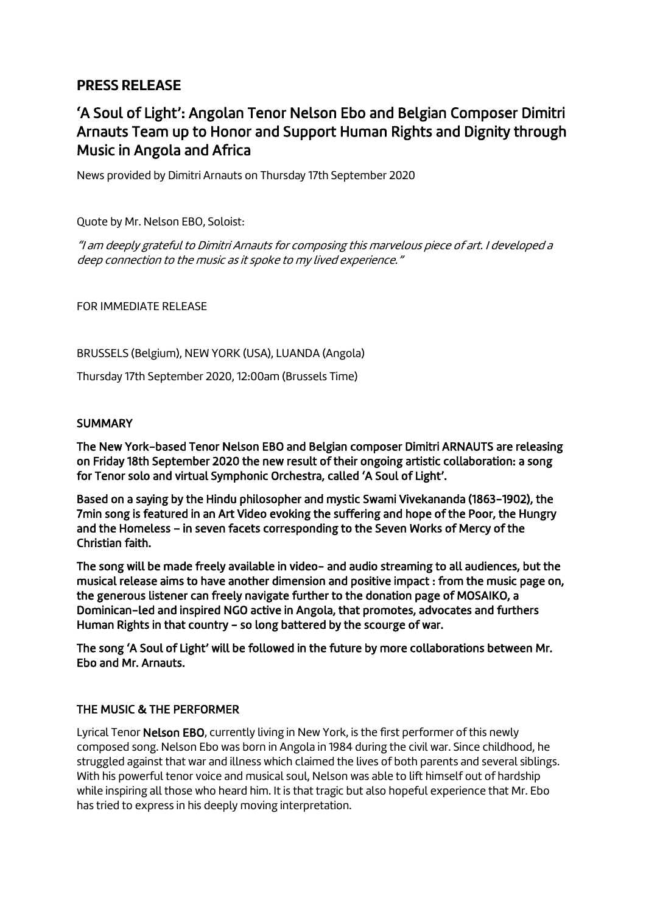# PRESS RELEASE

## 'A Soul of Light': Angolan Tenor Nelson Ebo and Belgian Composer Dimitri Arnauts Team up to Honor and Support Human Rights and Dignity through Music in Angola and Africa

News provided by Dimitri Arnauts on Thursday 17th September 2020

Quote by Mr. Nelson EBO, Soloist:

*"I am deeply grateful to Dimitri Arnauts for composing this marvelous piece of art. I developed a deep connection to the music as it spoke to my lived experience."*

FOR IMMEDIATE RELEASE

BRUSSELS (Belgium), NEW YORK (USA), LUANDA (Angola)

Thursday 17th September 2020, 12:00am (Brussels Time)

### SUMMARY

**The New York-based Tenor Nelson EBO and Belgian composer Dimitri ARNAUTS are releasing on Friday 18th September 2020 the new result of their ongoing artistic collaboration: a song for Tenor solo and virtual Symphonic Orchestra, called 'A Soul of Light'.**

**Based on a saying by the Hindu philosopher and mystic Swami Vivekananda (1863-1902), the 7min song is featured in an Art Video evoking the suffering and hope of the Poor, the Hungry and the Homeless – in seven facets corresponding to the Seven Works of Mercy of the Christian faith.**

**The song will be made freely available in video- and audio streaming to all audiences, but the musical release aims to have another dimension and positive impact : from the music page on, the generous listener can freely navigate further to the donation page of MOSAIKO, a Dominican-led and inspired NGO active in Angola, that promotes, advocates and furthers Human Rights in that country – so long battered by the scourge of war.**

**The song 'A Soul of Light' will be followed in the future by more collaborations between Mr. Ebo and Mr. Arnauts.**

### THE MUSIC & THE PERFORMER

Lyrical Tenor **Nelson EBO**, currently living in New York, is the first performer of this newly composed song. Nelson Ebo was born in Angola in 1984 during the civil war. Since childhood, he struggled against that war and illness which claimed the lives of both parents and several siblings. With his powerful tenor voice and musical soul, Nelson was able to lift himself out of hardship while inspiring all those who heard him. It is that tragic but also hopeful experience that Mr. Ebo has tried to express in his deeply moving interpretation.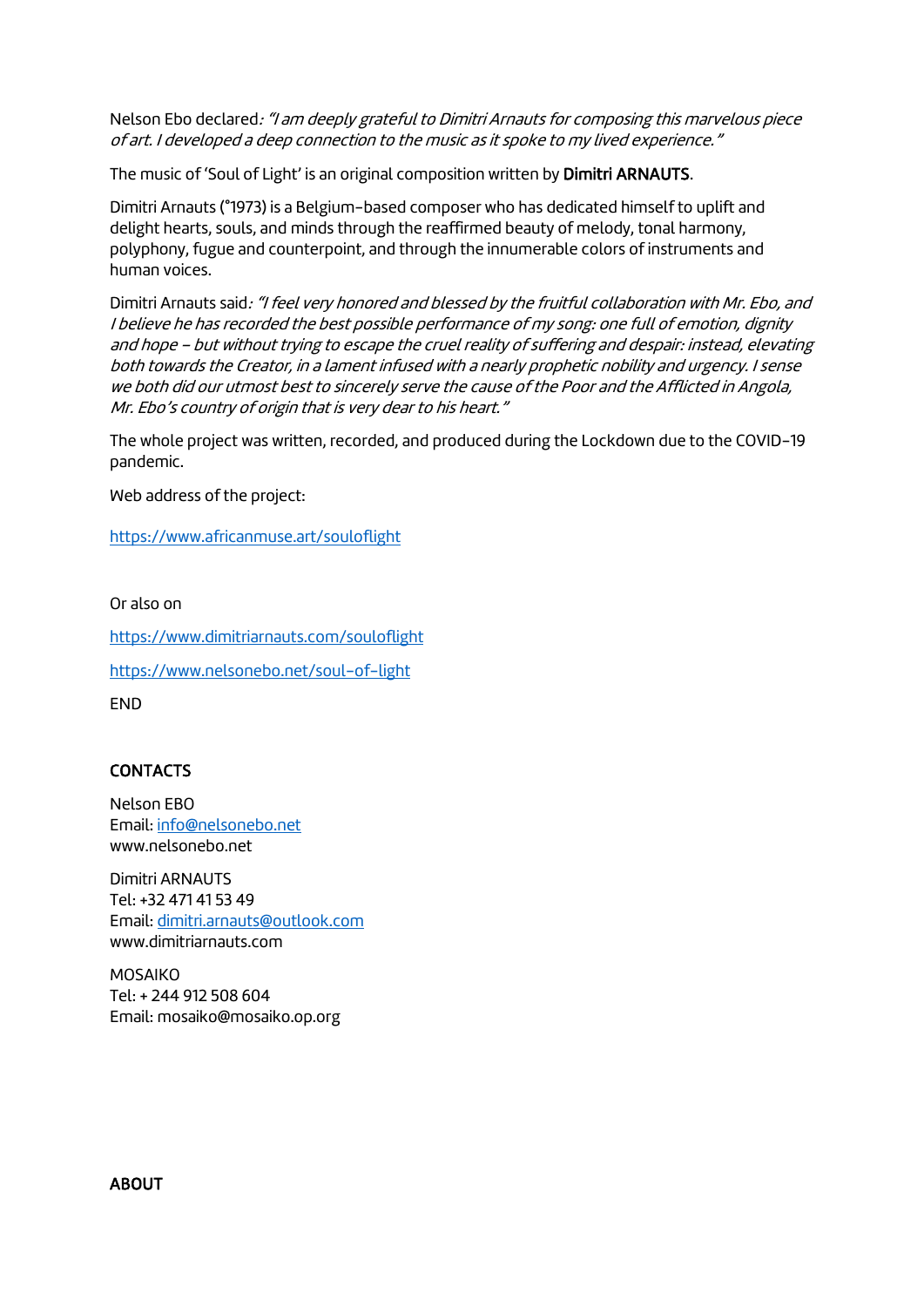Nelson Ebo declared*: "I am deeply grateful to Dimitri Arnauts for composing this marvelous piece of art. I developed a deep connection to the music as it spoke to my lived experience."*

The music of 'Soul of Light' is an original composition written by **Dimitri ARNAUTS**.

Dimitri Arnauts (°1973) is a Belgium-based composer who has dedicated himself to uplift and delight hearts, souls, and minds through the reaffirmed beauty of melody, tonal harmony, polyphony, fugue and counterpoint, and through the innumerable colors of instruments and human voices.

Dimitri Arnauts said*: "I feel very honored and blessed by the fruitful collaboration with Mr. Ebo, and I believe he has recorded the best possible performance of my song: one full of emotion, dignity and hope – but without trying to escape the cruel reality of suffering and despair: instead, elevating both towards the Creator, in a lament infused with a nearly prophetic nobility and urgency. I sense we both did our utmost best to sincerely serve the cause of the Poor and the Afflicted in Angola, Mr. Ebo's country of origin that is very dear to his heart."*

The whole project was written, recorded, and produced during the Lockdown due to the COVID-19 pandemic.

Web address of the project:

https://www.africanmuse.art/souloflight

Or also on

https://www.dimitriarnauts.com/souloflight

https://www.nelsonebo.net/soul-of-light

END

**CONTACTS**

Nelson EBO
Email: info@nelsonebo.net
www.nelsonebo.net

Dimitri ARNAUTS
Tel: +32 471 41 53 49
Email: dimitri.arnauts@outlook.com
www.dimitriarnauts.com

MOSAIKO
Tel: + 244 912 508 604
Email: mosaiko@mosaiko.op.org

**ABOUT**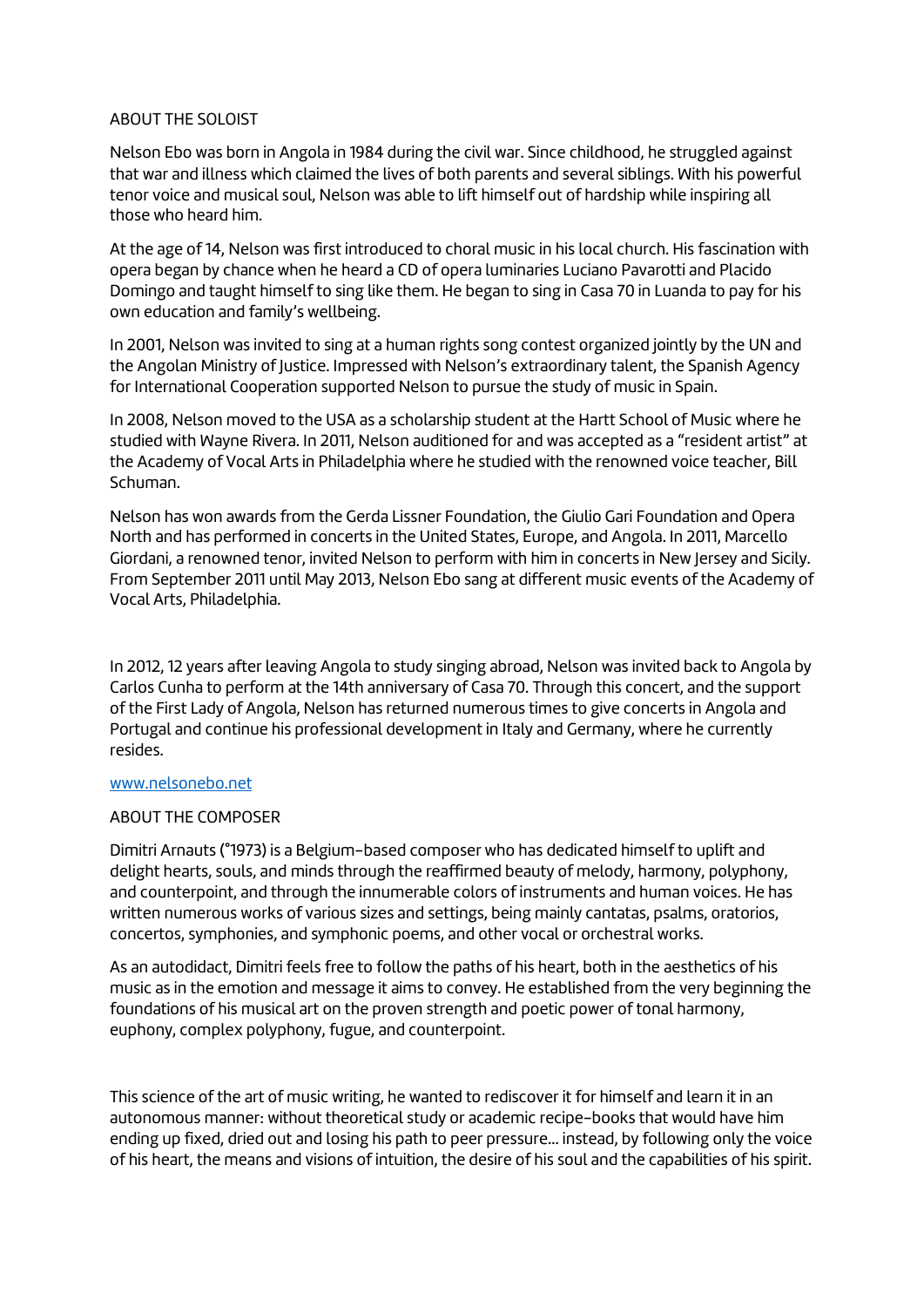## ABOUT THE SOLOIST

Nelson Ebo was born in Angola in 1984 during the civil war. Since childhood, he struggled against that war and illness which claimed the lives of both parents and several siblings. With his powerful tenor voice and musical soul, Nelson was able to lift himself out of hardship while inspiring all those who heard him.

At the age of 14, Nelson was first introduced to choral music in his local church. His fascination with opera began by chance when he heard a CD of opera luminaries Luciano Pavarotti and Placido Domingo and taught himself to sing like them. He began to sing in Casa 70 in Luanda to pay for his own education and family's wellbeing.

In 2001, Nelson was invited to sing at a human rights song contest organized jointly by the UN and the Angolan Ministry of Justice. Impressed with Nelson's extraordinary talent, the Spanish Agency for International Cooperation supported Nelson to pursue the study of music in Spain.

In 2008, Nelson moved to the USA as a scholarship student at the Hartt School of Music where he studied with Wayne Rivera. In 2011, Nelson auditioned for and was accepted as a "resident artist" at the Academy of Vocal Arts in Philadelphia where he studied with the renowned voice teacher, Bill Schuman.

Nelson has won awards from the Gerda Lissner Foundation, the Giulio Gari Foundation and Opera North and has performed in concerts in the United States, Europe, and Angola. In 2011, Marcello Giordani, a renowned tenor, invited Nelson to perform with him in concerts in New Jersey and Sicily. From September 2011 until May 2013, Nelson Ebo sang at different music events of the Academy of Vocal Arts, Philadelphia.

In 2012, 12 years after leaving Angola to study singing abroad, Nelson was invited back to Angola by Carlos Cunha to perform at the 14th anniversary of Casa 70. Through this concert, and the support of the First Lady of Angola, Nelson has returned numerous times to give concerts in Angola and Portugal and continue his professional development in Italy and Germany, where he currently resides.

[www.nelsonebo.net](http://www.nelsonebo.net)

## ABOUT THE COMPOSER

Dimitri Arnauts (°1973) is a Belgium-based composer who has dedicated himself to uplift and delight hearts, souls, and minds through the reaffirmed beauty of melody, harmony, polyphony, and counterpoint, and through the innumerable colors of instruments and human voices. He has written numerous works of various sizes and settings, being mainly cantatas, psalms, oratorios, concertos, symphonies, and symphonic poems, and other vocal or orchestral works.

As an autodidact, Dimitri feels free to follow the paths of his heart, both in the aesthetics of his music as in the emotion and message it aims to convey. He established from the very beginning the foundations of his musical art on the proven strength and poetic power of tonal harmony, euphony, complex polyphony, fugue, and counterpoint.

This science of the art of music writing, he wanted to rediscover it for himself and learn it in an autonomous manner: without theoretical study or academic recipe-books that would have him ending up fixed, dried out and losing his path to peer pressure… instead, by following only the voice of his heart, the means and visions of intuition, the desire of his soul and the capabilities of his spirit.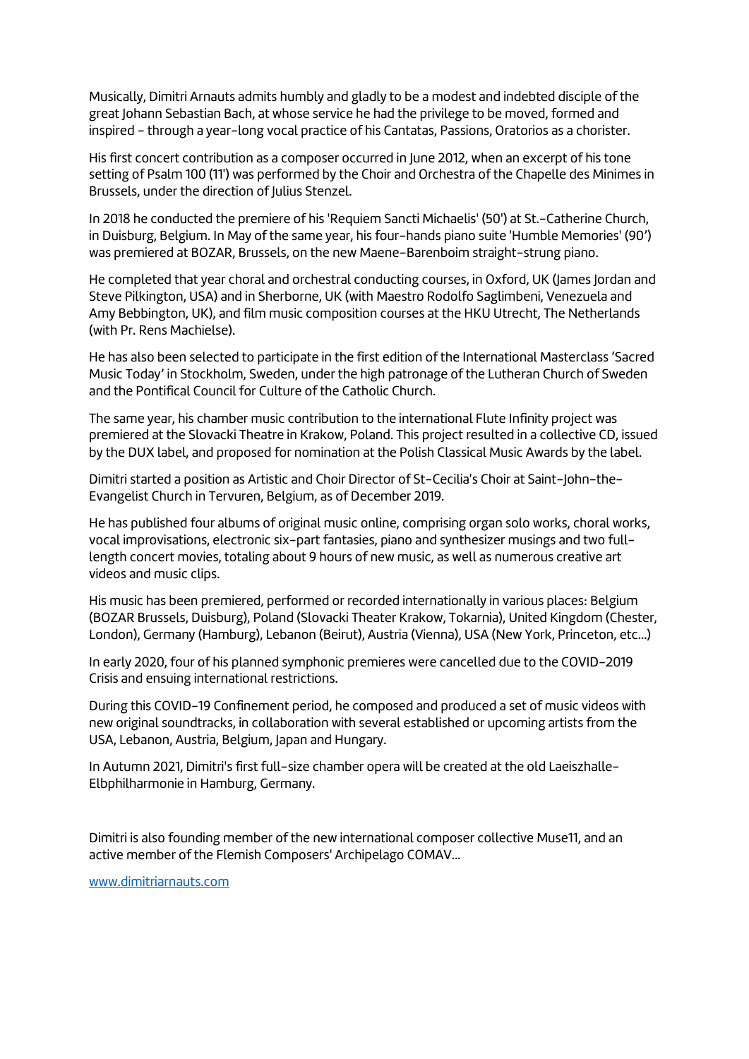Musically, Dimitri Arnauts admits humbly and gladly to be a modest and indebted disciple of the great Johann Sebastian Bach, at whose service he had the privilege to be moved, formed and inspired - through a year-long vocal practice of his Cantatas, Passions, Oratorios as a chorister.

His first concert contribution as a composer occurred in June 2012, when an excerpt of his tone setting of Psalm 100 (11') was performed by the Choir and Orchestra of the Chapelle des Minimes in Brussels, under the direction of Julius Stenzel.

In 2018 he conducted the premiere of his 'Requiem Sancti Michaelis' (50') at St.-Catherine Church, in Duisburg, Belgium. In May of the same year, his four-hands piano suite 'Humble Memories' (90') was premiered at BOZAR, Brussels, on the new Maene-Barenboim straight-strung piano.

He completed that year choral and orchestral conducting courses, in Oxford, UK (James Jordan and Steve Pilkington, USA) and in Sherborne, UK (with Maestro Rodolfo Saglimbeni, Venezuela and Amy Bebbington, UK), and film music composition courses at the HKU Utrecht, The Netherlands (with Pr. Rens Machielse).

He has also been selected to participate in the first edition of the International Masterclass 'Sacred Music Today' in Stockholm, Sweden, under the high patronage of the Lutheran Church of Sweden and the Pontifical Council for Culture of the Catholic Church.

The same year, his chamber music contribution to the international Flute Infinity project was premiered at the Slovacki Theatre in Krakow, Poland. This project resulted in a collective CD, issued by the DUX label, and proposed for nomination at the Polish Classical Music Awards by the label.

Dimitri started a position as Artistic and Choir Director of St-Cecilia's Choir at Saint-John-the-Evangelist Church in Tervuren, Belgium, as of December 2019.

He has published four albums of original music online, comprising organ solo works, choral works, vocal improvisations, electronic six-part fantasies, piano and synthesizer musings and two full-length concert movies, totaling about 9 hours of new music, as well as numerous creative art videos and music clips.

His music has been premiered, performed or recorded internationally in various places: Belgium (BOZAR Brussels, Duisburg), Poland (Slovacki Theater Krakow, Tokarnia), United Kingdom (Chester, London), Germany (Hamburg), Lebanon (Beirut), Austria (Vienna), USA (New York, Princeton, etc...)

In early 2020, four of his planned symphonic premieres were cancelled due to the COVID-2019 Crisis and ensuing international restrictions.

During this COVID-19 Confinement period, he composed and produced a set of music videos with new original soundtracks, in collaboration with several established or upcoming artists from the USA, Lebanon, Austria, Belgium, Japan and Hungary.

In Autumn 2021, Dimitri's first full-size chamber opera will be created at the old Laeiszhalle-Elbphilharmonie in Hamburg, Germany.

Dimitri is also founding member of the new international composer collective Muse11, and an active member of the Flemish Composers' Archipelago COMAV...

www.dimitriarnauts.com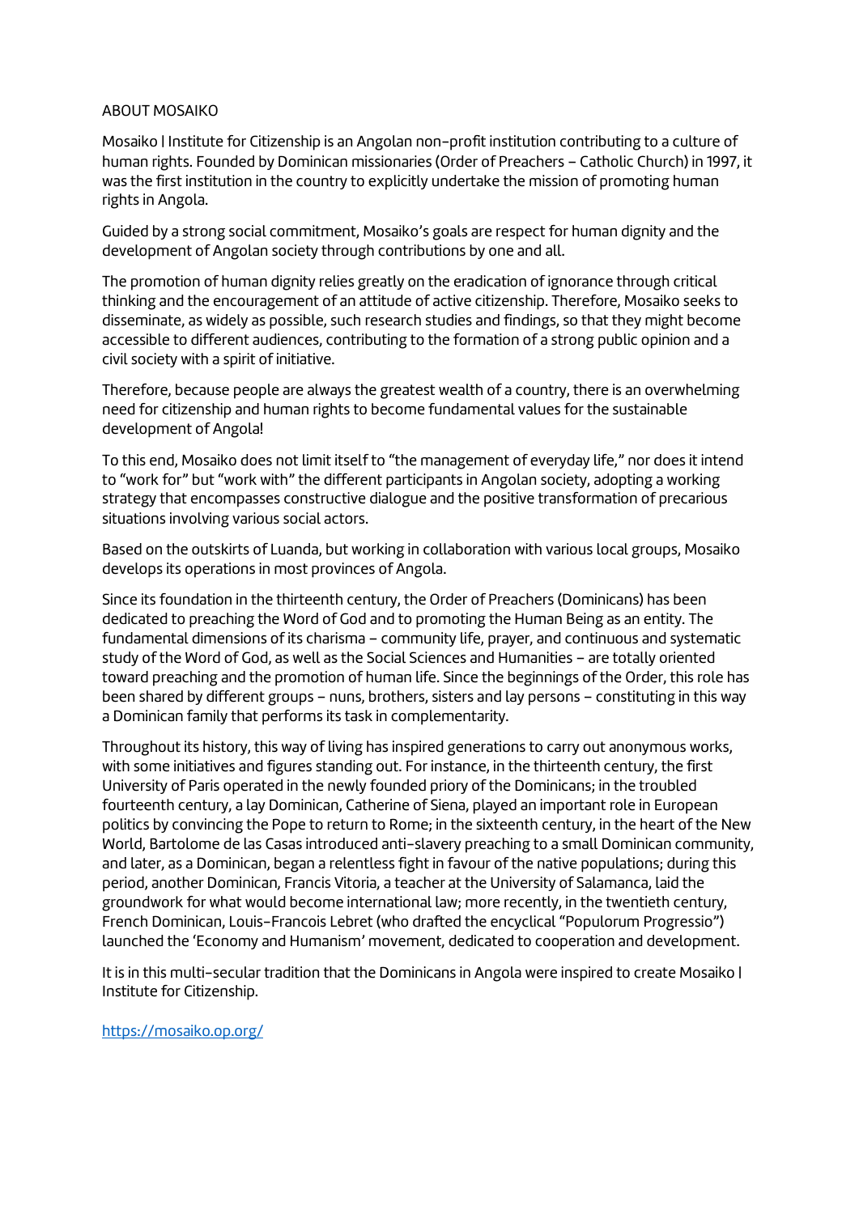## ABOUT MOSAIKO

Mosaiko | Institute for Citizenship is an Angolan non-profit institution contributing to a culture of human rights. Founded by Dominican missionaries (Order of Preachers – Catholic Church) in 1997, it was the first institution in the country to explicitly undertake the mission of promoting human rights in Angola.

Guided by a strong social commitment, Mosaiko's goals are respect for human dignity and the development of Angolan society through contributions by one and all.

The promotion of human dignity relies greatly on the eradication of ignorance through critical thinking and the encouragement of an attitude of active citizenship. Therefore, Mosaiko seeks to disseminate, as widely as possible, such research studies and findings, so that they might become accessible to different audiences, contributing to the formation of a strong public opinion and a civil society with a spirit of initiative.

Therefore, because people are always the greatest wealth of a country, there is an overwhelming need for citizenship and human rights to become fundamental values for the sustainable development of Angola!

To this end, Mosaiko does not limit itself to "the management of everyday life," nor does it intend to "work for" but "work with" the different participants in Angolan society, adopting a working strategy that encompasses constructive dialogue and the positive transformation of precarious situations involving various social actors.

Based on the outskirts of Luanda, but working in collaboration with various local groups, Mosaiko develops its operations in most provinces of Angola.

Since its foundation in the thirteenth century, the Order of Preachers (Dominicans) has been dedicated to preaching the Word of God and to promoting the Human Being as an entity. The fundamental dimensions of its charisma – community life, prayer, and continuous and systematic study of the Word of God, as well as the Social Sciences and Humanities – are totally oriented toward preaching and the promotion of human life. Since the beginnings of the Order, this role has been shared by different groups – nuns, brothers, sisters and lay persons – constituting in this way a Dominican family that performs its task in complementarity.

Throughout its history, this way of living has inspired generations to carry out anonymous works, with some initiatives and figures standing out. For instance, in the thirteenth century, the first University of Paris operated in the newly founded priory of the Dominicans; in the troubled fourteenth century, a lay Dominican, Catherine of Siena, played an important role in European politics by convincing the Pope to return to Rome; in the sixteenth century, in the heart of the New World, Bartolome de las Casas introduced anti-slavery preaching to a small Dominican community, and later, as a Dominican, began a relentless fight in favour of the native populations; during this period, another Dominican, Francis Vitoria, a teacher at the University of Salamanca, laid the groundwork for what would become international law; more recently, in the twentieth century, French Dominican, Louis-Francois Lebret (who drafted the encyclical "Populorum Progressio") launched the 'Economy and Humanism' movement, dedicated to cooperation and development.

It is in this multi-secular tradition that the Dominicans in Angola were inspired to create Mosaiko | Institute for Citizenship.

https://mosaiko.op.org/